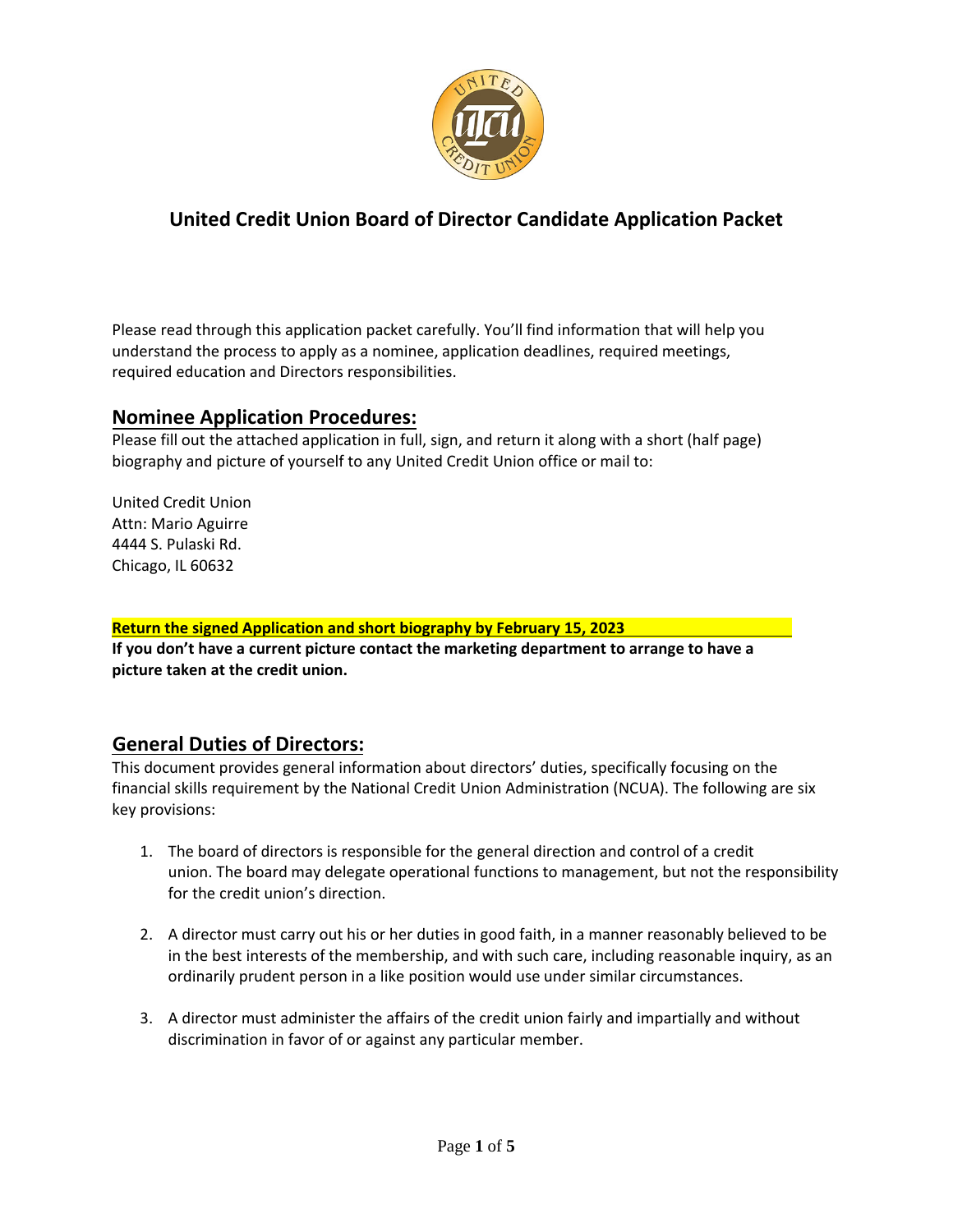# United Credit Union Board of Director Candidate Application Packet

Please read through this application packet carefully. You'll find information that will help you understand the process to apply as a nominee, application deadlines, required meetings, required education and Directors responsibilities.

## Nominee Application Procedures:

Please fill out the attached application in full, sign, and return it along with a short (half page) biography and picture of yourself to any United Credit Union office or mail to:

United Credit Union
Attn: Mario Aguirre
4444 S. Pulaski Rd.
Chicago, IL 60632

**Return the signed Application and short biography by February 15, 2023**

**If you don't have a current picture contact the marketing department to arrange to have a picture taken at the credit union.**

## General Duties of Directors:

This document provides general information about directors' duties, specifically focusing on the financial skills requirement by the National Credit Union Administration (NCUA). The following are six key provisions:

1. The board of directors is responsible for the general direction and control of a credit union. The board may delegate operational functions to management, but not the responsibility for the credit union's direction.
2. A director must carry out his or her duties in good faith, in a manner reasonably believed to be in the best interests of the membership, and with such care, including reasonable inquiry, as an ordinarily prudent person in a like position would use under similar circumstances.
3. A director must administer the affairs of the credit union fairly and impartially and without discrimination in favor of or against any particular member.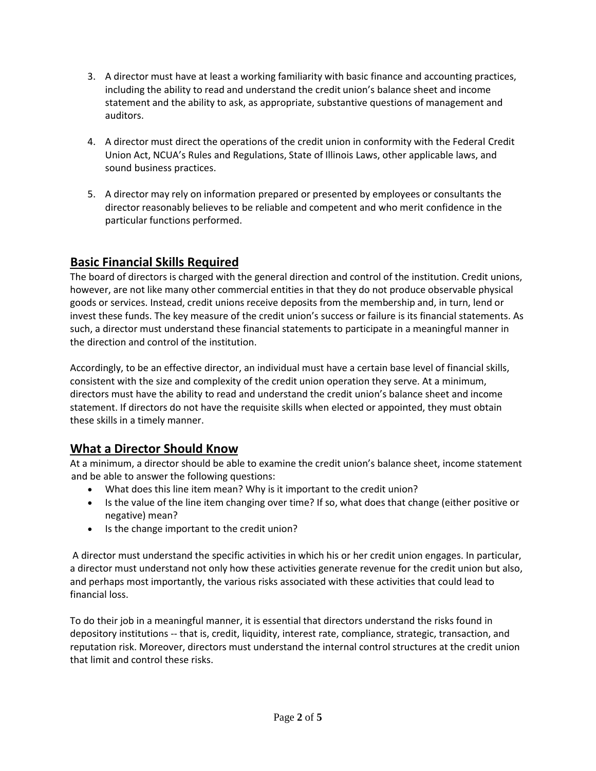3. A director must have at least a working familiarity with basic finance and accounting practices, including the ability to read and understand the credit union's balance sheet and income statement and the ability to ask, as appropriate, substantive questions of management and auditors.

4. A director must direct the operations of the credit union in conformity with the Federal Credit Union Act, NCUA's Rules and Regulations, State of Illinois Laws, other applicable laws, and sound business practices.

5. A director may rely on information prepared or presented by employees or consultants the director reasonably believes to be reliable and competent and who merit confidence in the particular functions performed.

## Basic Financial Skills Required

The board of directors is charged with the general direction and control of the institution. Credit unions, however, are not like many other commercial entities in that they do not produce observable physical goods or services. Instead, credit unions receive deposits from the membership and, in turn, lend or invest these funds. The key measure of the credit union's success or failure is its financial statements. As such, a director must understand these financial statements to participate in a meaningful manner in the direction and control of the institution.

Accordingly, to be an effective director, an individual must have a certain base level of financial skills, consistent with the size and complexity of the credit union operation they serve. At a minimum, directors must have the ability to read and understand the credit union's balance sheet and income statement. If directors do not have the requisite skills when elected or appointed, they must obtain these skills in a timely manner.

## What a Director Should Know

At a minimum, a director should be able to examine the credit union's balance sheet, income statement and be able to answer the following questions:

- What does this line item mean? Why is it important to the credit union?
- Is the value of the line item changing over time? If so, what does that change (either positive or negative) mean?
- Is the change important to the credit union?

A director must understand the specific activities in which his or her credit union engages. In particular, a director must understand not only how these activities generate revenue for the credit union but also, and perhaps most importantly, the various risks associated with these activities that could lead to financial loss.

To do their job in a meaningful manner, it is essential that directors understand the risks found in depository institutions -- that is, credit, liquidity, interest rate, compliance, strategic, transaction, and reputation risk. Moreover, directors must understand the internal control structures at the credit union that limit and control these risks.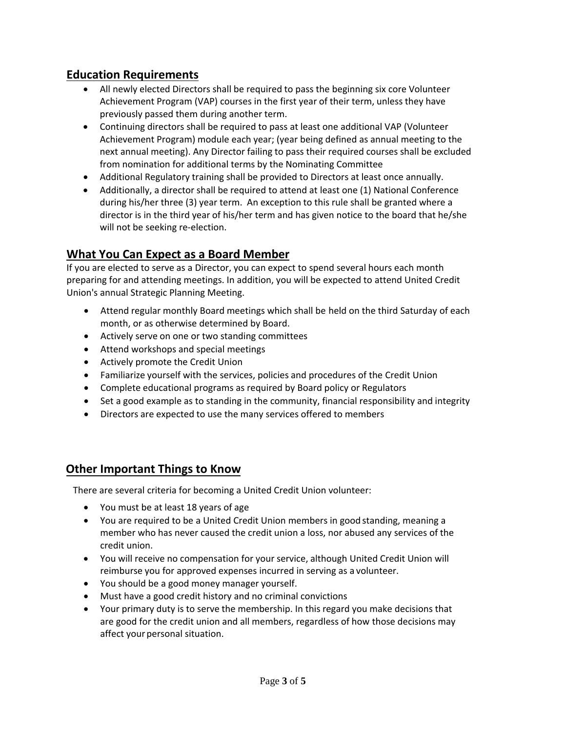## Education Requirements

- All newly elected Directors shall be required to pass the beginning six core Volunteer Achievement Program (VAP) courses in the first year of their term, unless they have previously passed them during another term.
- Continuing directors shall be required to pass at least one additional VAP (Volunteer Achievement Program) module each year; (year being defined as annual meeting to the next annual meeting). Any Director failing to pass their required courses shall be excluded from nomination for additional terms by the Nominating Committee
- Additional Regulatory training shall be provided to Directors at least once annually.
- Additionally, a director shall be required to attend at least one (1) National Conference during his/her three (3) year term. An exception to this rule shall be granted where a director is in the third year of his/her term and has given notice to the board that he/she will not be seeking re-election.

## What You Can Expect as a Board Member

If you are elected to serve as a Director, you can expect to spend several hours each month preparing for and attending meetings. In addition, you will be expected to attend United Credit Union's annual Strategic Planning Meeting.

- Attend regular monthly Board meetings which shall be held on the third Saturday of each month, or as otherwise determined by Board.
- Actively serve on one or two standing committees
- Attend workshops and special meetings
- Actively promote the Credit Union
- Familiarize yourself with the services, policies and procedures of the Credit Union
- Complete educational programs as required by Board policy or Regulators
- Set a good example as to standing in the community, financial responsibility and integrity
- Directors are expected to use the many services offered to members

## Other Important Things to Know

There are several criteria for becoming a United Credit Union volunteer:

- You must be at least 18 years of age
- You are required to be a United Credit Union members in good standing, meaning a member who has never caused the credit union a loss, nor abused any services of the credit union.
- You will receive no compensation for your service, although United Credit Union will reimburse you for approved expenses incurred in serving as a volunteer.
- You should be a good money manager yourself.
- Must have a good credit history and no criminal convictions
- Your primary duty is to serve the membership. In this regard you make decisions that are good for the credit union and all members, regardless of how those decisions may affect your personal situation.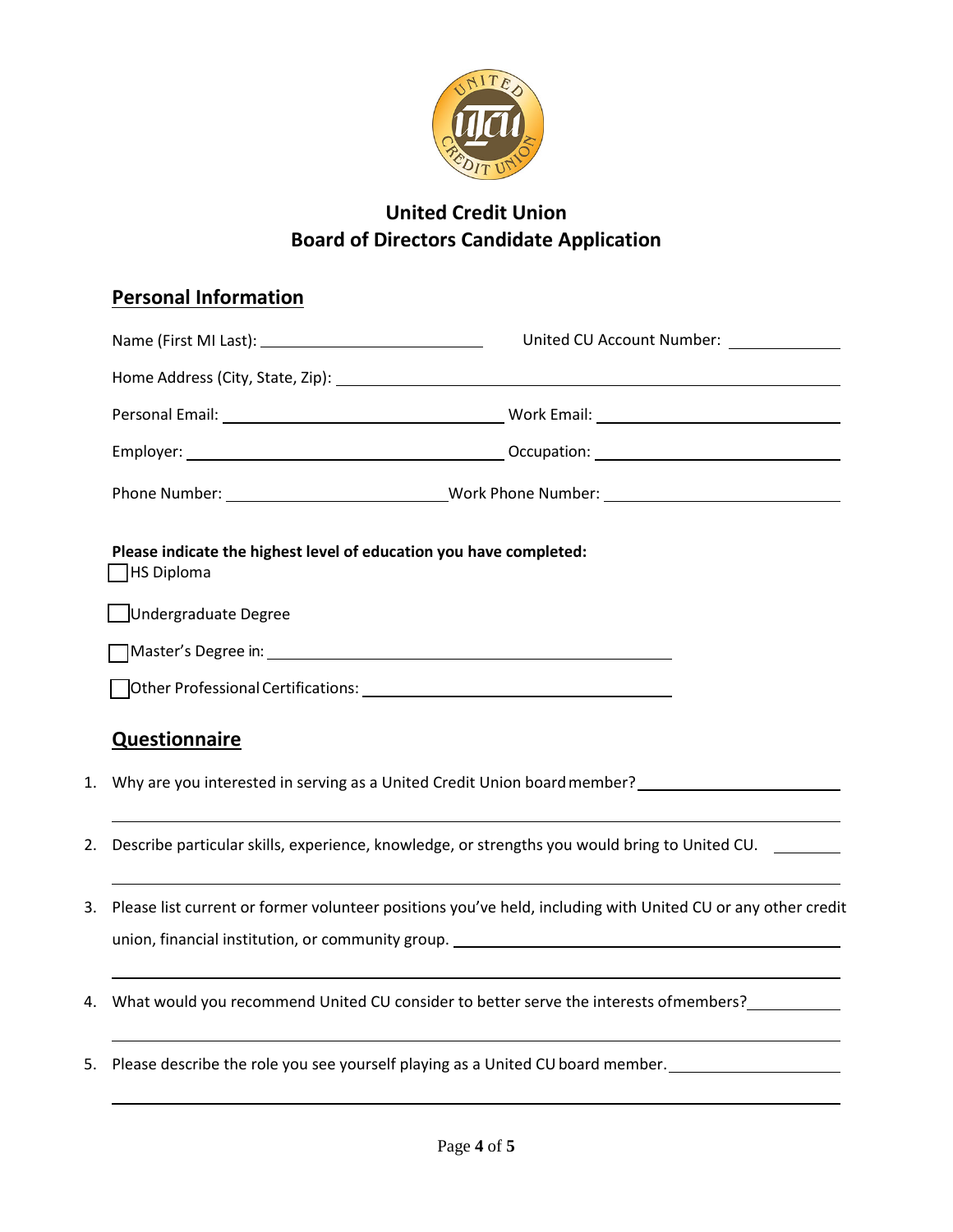# United Credit Union
## Board of Directors Candidate Application

### Personal Information

Name (First MI Last): ______________________ United CU Account Number: __________

Home Address (City, State, Zip): ______________________________________________

Personal Email: ______________________ Work Email: ______________________

Employer: ______________________ Occupation: ______________________

Phone Number: ______________________ Work Phone Number: ______________________

**Please indicate the highest level of education you have completed:**

☐ HS Diploma

☐ Undergraduate Degree

☐ Master's Degree in: ______________________________

☐ Other Professional Certifications: ______________________________

### Questionnaire

1. Why are you interested in serving as a United Credit Union board member? ______________________

   ______________________________________________________________________

2. Describe particular skills, experience, knowledge, or strengths you would bring to United CU. ________

   ______________________________________________________________________

3. Please list current or former volunteer positions you've held, including with United CU or any other credit union, financial institution, or community group. ______________________

   ______________________________________________________________________

4. What would you recommend United CU consider to better serve the interests of members? __________

   ______________________________________________________________________

5. Please describe the role you see yourself playing as a United CU board member. ______________________

   ______________________________________________________________________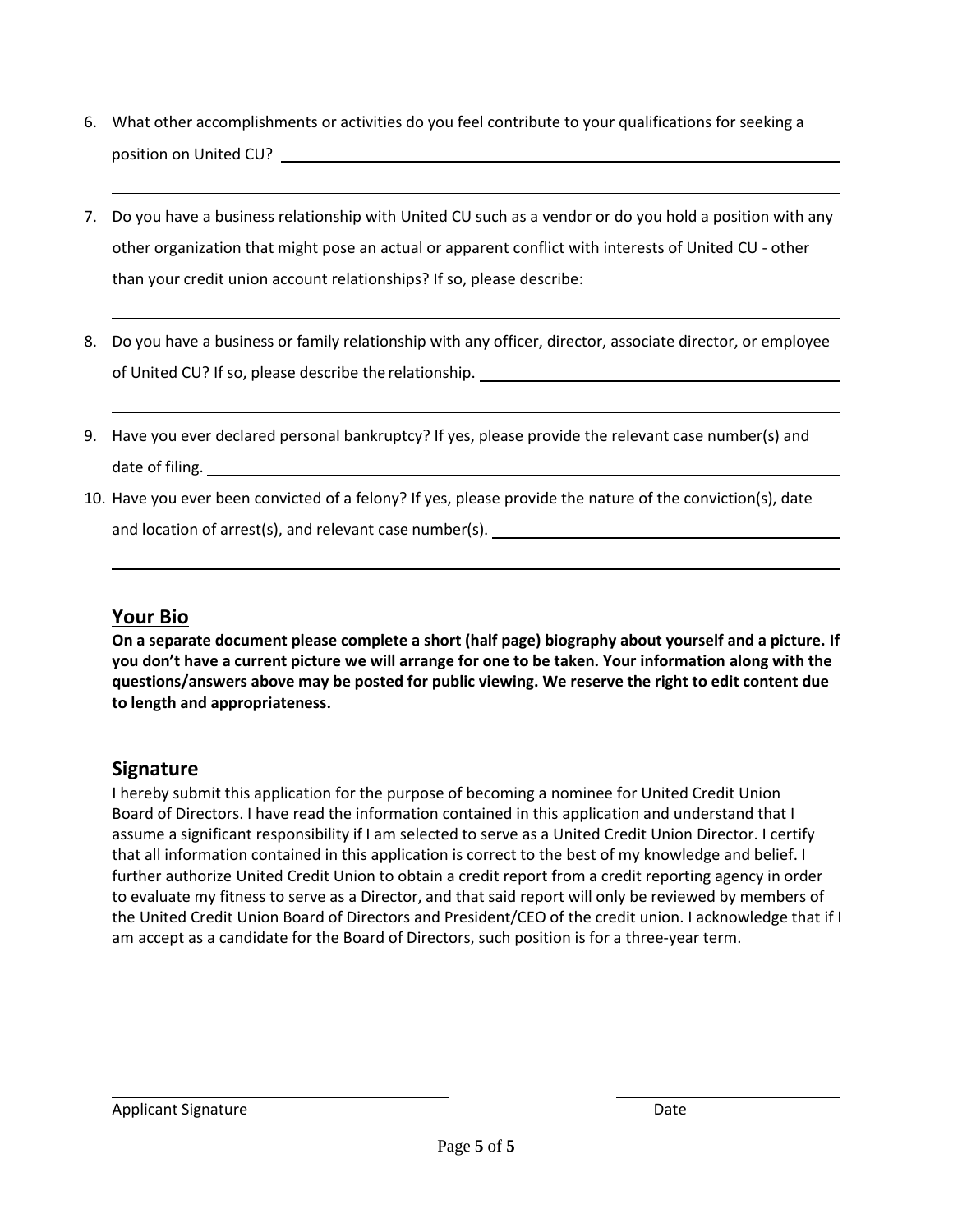6. What other accomplishments or activities do you feel contribute to your qualifications for seeking a position on United CU? ______________________________________________

______________________________________________

7. Do you have a business relationship with United CU such as a vendor or do you hold a position with any other organization that might pose an actual or apparent conflict with interests of United CU - other than your credit union account relationships? If so, please describe: ______________________________________________

______________________________________________

8. Do you have a business or family relationship with any officer, director, associate director, or employee of United CU? If so, please describe the relationship. ______________________________________________

______________________________________________

9. Have you ever declared personal bankruptcy? If yes, please provide the relevant case number(s) and date of filing. ______________________________________________

10. Have you ever been convicted of a felony? If yes, please provide the nature of the conviction(s), date and location of arrest(s), and relevant case number(s). ______________________________________________

______________________________________________

## Your Bio

**On a separate document please complete a short (half page) biography about yourself and a picture. If you don't have a current picture we will arrange for one to be taken. Your information along with the questions/answers above may be posted for public viewing. We reserve the right to edit content due to length and appropriateness.**

## Signature

I hereby submit this application for the purpose of becoming a nominee for United Credit Union Board of Directors. I have read the information contained in this application and understand that I assume a significant responsibility if I am selected to serve as a United Credit Union Director. I certify that all information contained in this application is correct to the best of my knowledge and belief. I further authorize United Credit Union to obtain a credit report from a credit reporting agency in order to evaluate my fitness to serve as a Director, and that said report will only be reviewed by members of the United Credit Union Board of Directors and President/CEO of the credit union. I acknowledge that if I am accept as a candidate for the Board of Directors, such position is for a three-year term.

______________________________ ______________________________

Applicant Signature Date